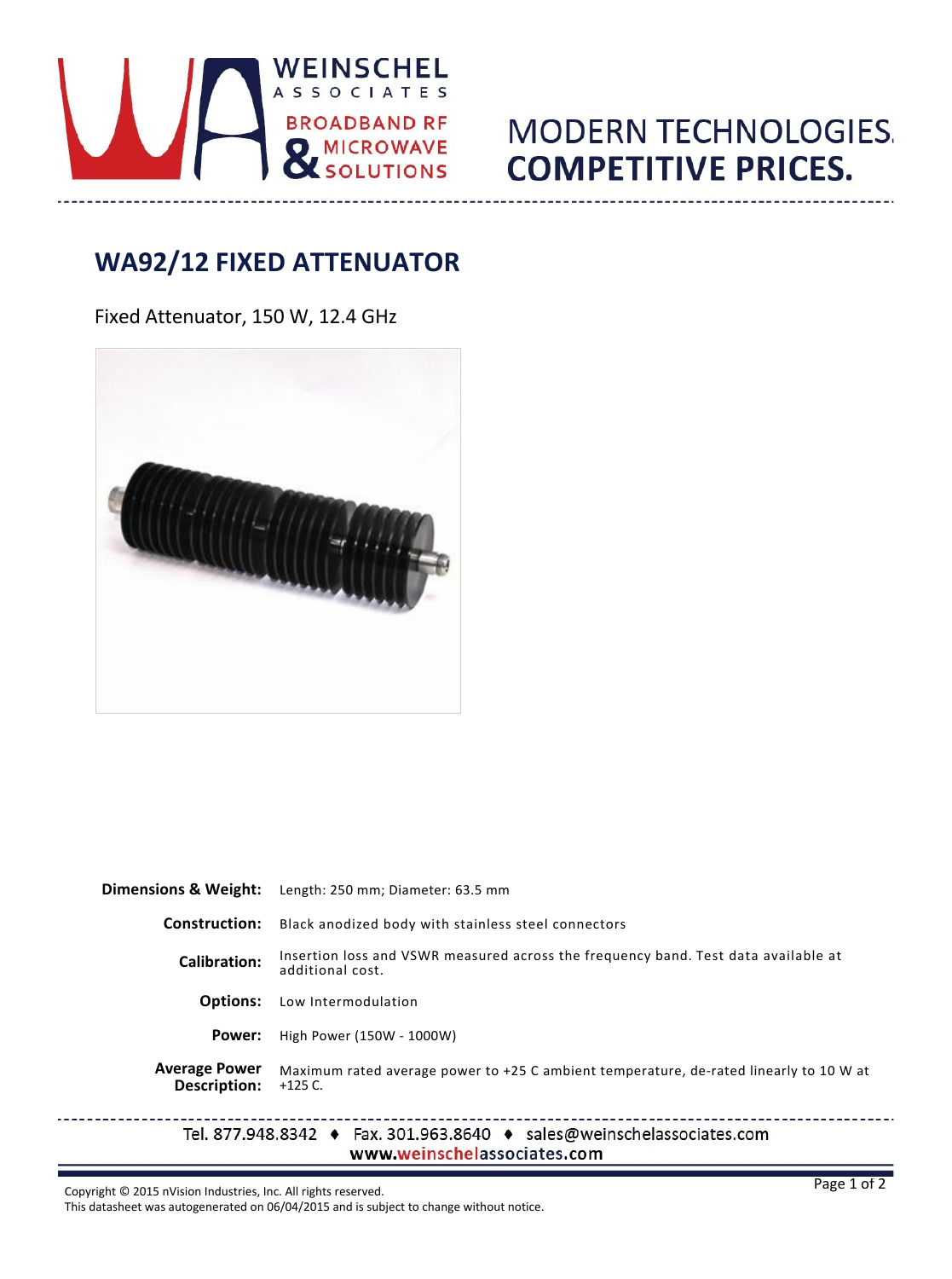WEINSCHEL ASSOCIATES

BROADBAND RF & MICROWAVE SOLUTIONS

MODERN TECHNOLOGIES. **COMPETITIVE PRICES.**

# WA92/12 FIXED ATTENUATOR

Fixed Attenuator, 150 W, 12.4 GHz

| | |
|---|---|
| **Dimensions & Weight:** | Length: 250 mm; Diameter: 63.5 mm |
| **Construction:** | Black anodized body with stainless steel connectors |
| **Calibration:** | Insertion loss and VSWR measured across the frequency band. Test data available at additional cost. |
| **Options:** | Low Intermodulation |
| **Power:** | High Power (150W - 1000W) |
| **Average Power Description:** | Maximum rated average power to +25 C ambient temperature, de-rated linearly to 10 W at +125 C. |

Tel. 877.948.8342 ♦ Fax. 301.963.8640 ♦ sales@weinschelassociates.com
www.weinschelassociates.com

Copyright © 2015 nVision Industries, Inc. All rights reserved.
This datasheet was autogenerated on 06/04/2015 and is subject to change without notice.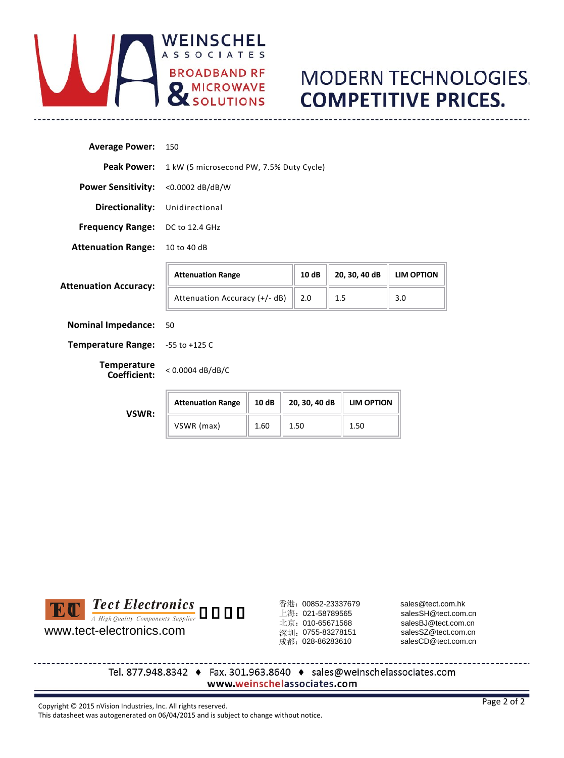WEINSCHEL ASSOCIATES

BROADBAND RF & MICROWAVE SOLUTIONS

MODERN TECHNOLOGIES.
**COMPETITIVE PRICES.**

**Average Power:** 150

**Peak Power:** 1 kW (5 microsecond PW, 7.5% Duty Cycle)

**Power Sensitivity:** <0.0002 dB/dB/W

**Directionality:** Unidirectional

**Frequency Range:** DC to 12.4 GHz

**Attenuation Range:** 10 to 40 dB

**Attenuation Accuracy:**

| Attenuation Range | 10 dB | 20, 30, 40 dB | LIM OPTION |
|---|---|---|---|
| Attenuation Accuracy (+/- dB) | 2.0 | 1.5 | 3.0 |

**Nominal Impedance:** 50

**Temperature Range:** -55 to +125 C

**Temperature Coefficient:** < 0.0004 dB/dB/C

**VSWR:**

| Attenuation Range | 10 dB | 20, 30, 40 dB | LIM OPTION |
|---|---|---|---|
| VSWR (max) | 1.60 | 1.50 | 1.50 |

Tect Electronics
A High Quality Components Supplier
www.tect-electronics.com

香港：00852-23337679 sales@tect.com.hk
上海：021-58789565 salesSH@tect.com.cn
北京：010-65671568 salesBJ@tect.com.cn
深圳：0755-83278151 salesSZ@tect.com.cn
成都：028-86283610 salesCD@tect.com.cn

Tel. 877.948.8342 ♦ Fax. 301.963.8640 ♦ sales@weinschelassociates.com
www.weinschelassociates.com

Copyright © 2015 nVision Industries, Inc. All rights reserved.
This datasheet was autogenerated on 06/04/2015 and is subject to change without notice.